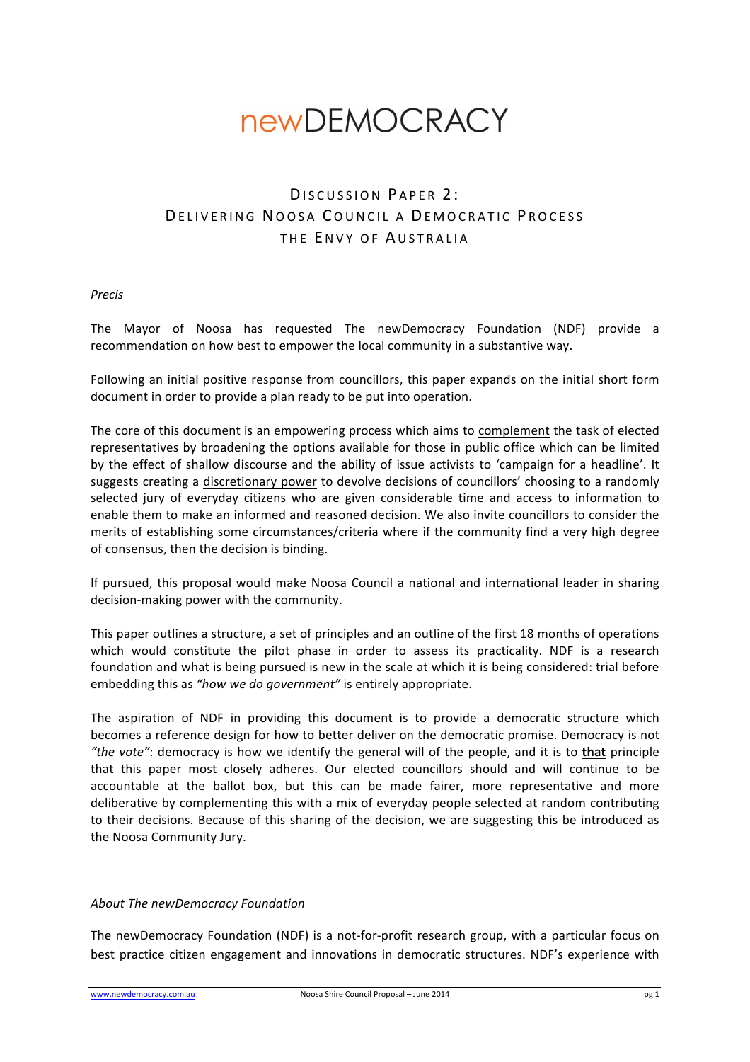# newDEMOCRACY

## Discussion Paper 2: Delivering Noosa Council a Democratic Process the Envy of Australia

*Precis*

The Mayor of Noosa has requested The newDemocracy Foundation (NDF) provide a recommendation on how best to empower the local community in a substantive way.

Following an initial positive response from councillors, this paper expands on the initial short form document in order to provide a plan ready to be put into operation.

The core of this document is an empowering process which aims to complement the task of elected representatives by broadening the options available for those in public office which can be limited by the effect of shallow discourse and the ability of issue activists to 'campaign for a headline'. It suggests creating a discretionary power to devolve decisions of councillors' choosing to a randomly selected jury of everyday citizens who are given considerable time and access to information to enable them to make an informed and reasoned decision. We also invite councillors to consider the merits of establishing some circumstances/criteria where if the community find a very high degree of consensus, then the decision is binding.

If pursued, this proposal would make Noosa Council a national and international leader in sharing decision-making power with the community.

This paper outlines a structure, a set of principles and an outline of the first 18 months of operations which would constitute the pilot phase in order to assess its practicality. NDF is a research foundation and what is being pursued is new in the scale at which it is being considered: trial before embedding this as *"how we do government"* is entirely appropriate.

The aspiration of NDF in providing this document is to provide a democratic structure which becomes a reference design for how to better deliver on the democratic promise. Democracy is not *"the vote"*: democracy is how we identify the general will of the people, and it is to **that** principle that this paper most closely adheres. Our elected councillors should and will continue to be accountable at the ballot box, but this can be made fairer, more representative and more deliberative by complementing this with a mix of everyday people selected at random contributing to their decisions. Because of this sharing of the decision, we are suggesting this be introduced as the Noosa Community Jury.

*About The newDemocracy Foundation*

The newDemocracy Foundation (NDF) is a not-for-profit research group, with a particular focus on best practice citizen engagement and innovations in democratic structures. NDF's experience with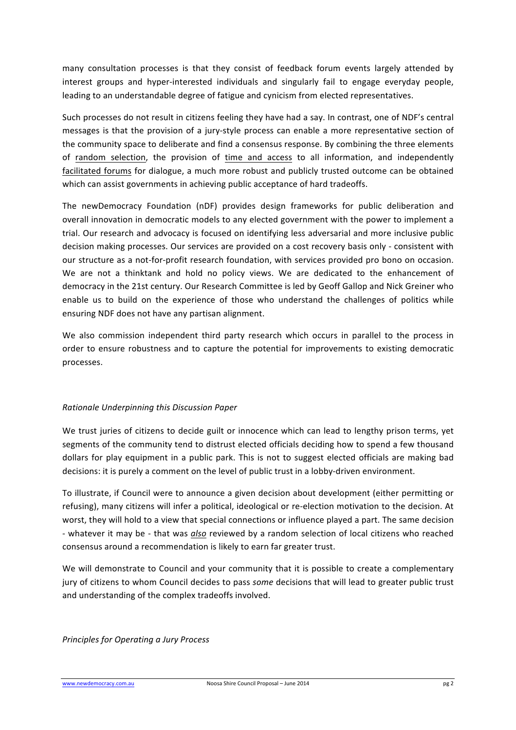many consultation processes is that they consist of feedback forum events largely attended by interest groups and hyper-interested individuals and singularly fail to engage everyday people, leading to an understandable degree of fatigue and cynicism from elected representatives.

Such processes do not result in citizens feeling they have had a say. In contrast, one of NDF's central messages is that the provision of a jury-style process can enable a more representative section of the community space to deliberate and find a consensus response. By combining the three elements of <u>random selection</u>, the provision of <u>time and access</u> to all information, and independently <u>facilitated forums</u> for dialogue, a much more robust and publicly trusted outcome can be obtained which can assist governments in achieving public acceptance of hard tradeoffs.

The newDemocracy Foundation (nDF) provides design frameworks for public deliberation and overall innovation in democratic models to any elected government with the power to implement a trial. Our research and advocacy is focused on identifying less adversarial and more inclusive public decision making processes. Our services are provided on a cost recovery basis only - consistent with our structure as a not-for-profit research foundation, with services provided pro bono on occasion. We are not a thinktank and hold no policy views. We are dedicated to the enhancement of democracy in the 21st century. Our Research Committee is led by Geoff Gallop and Nick Greiner who enable us to build on the experience of those who understand the challenges of politics while ensuring NDF does not have any partisan alignment.

We also commission independent third party research which occurs in parallel to the process in order to ensure robustness and to capture the potential for improvements to existing democratic processes.

*Rationale Underpinning this Discussion Paper*

We trust juries of citizens to decide guilt or innocence which can lead to lengthy prison terms, yet segments of the community tend to distrust elected officials deciding how to spend a few thousand dollars for play equipment in a public park. This is not to suggest elected officials are making bad decisions: it is purely a comment on the level of public trust in a lobby-driven environment.

To illustrate, if Council were to announce a given decision about development (either permitting or refusing), many citizens will infer a political, ideological or re-election motivation to the decision. At worst, they will hold to a view that special connections or influence played a part. The same decision - whatever it may be - that was ***<u>also</u>*** reviewed by a random selection of local citizens who reached consensus around a recommendation is likely to earn far greater trust.

We will demonstrate to Council and your community that it is possible to create a complementary jury of citizens to whom Council decides to pass *some* decisions that will lead to greater public trust and understanding of the complex tradeoffs involved.

*Principles for Operating a Jury Process*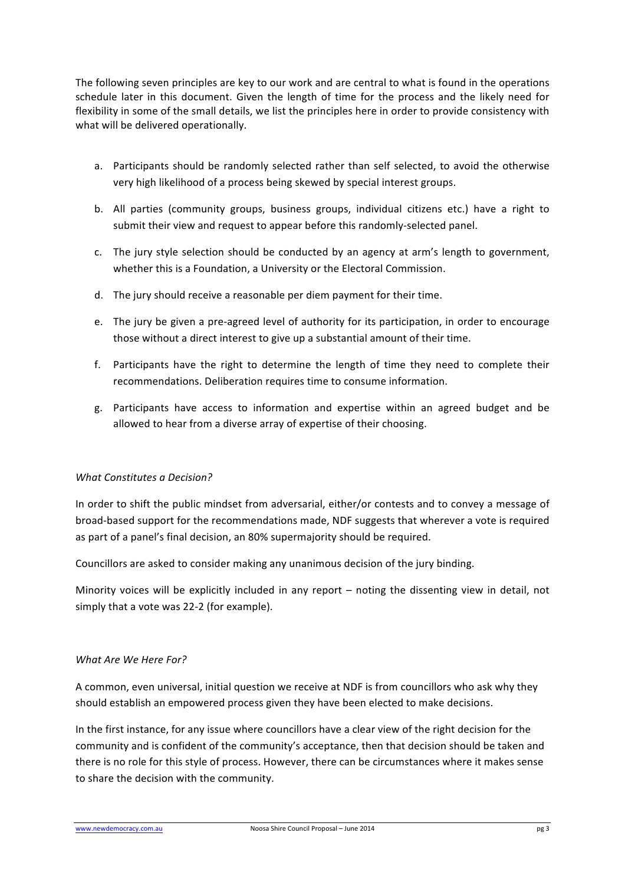The following seven principles are key to our work and are central to what is found in the operations schedule later in this document. Given the length of time for the process and the likely need for flexibility in some of the small details, we list the principles here in order to provide consistency with what will be delivered operationally.

a. Participants should be randomly selected rather than self selected, to avoid the otherwise very high likelihood of a process being skewed by special interest groups.

b. All parties (community groups, business groups, individual citizens etc.) have a right to submit their view and request to appear before this randomly-selected panel.

c. The jury style selection should be conducted by an agency at arm's length to government, whether this is a Foundation, a University or the Electoral Commission.

d. The jury should receive a reasonable per diem payment for their time.

e. The jury be given a pre-agreed level of authority for its participation, in order to encourage those without a direct interest to give up a substantial amount of their time.

f. Participants have the right to determine the length of time they need to complete their recommendations. Deliberation requires time to consume information.

g. Participants have access to information and expertise within an agreed budget and be allowed to hear from a diverse array of expertise of their choosing.

*What Constitutes a Decision?*

In order to shift the public mindset from adversarial, either/or contests and to convey a message of broad-based support for the recommendations made, NDF suggests that wherever a vote is required as part of a panel's final decision, an 80% supermajority should be required.

Councillors are asked to consider making any unanimous decision of the jury binding.

Minority voices will be explicitly included in any report – noting the dissenting view in detail, not simply that a vote was 22-2 (for example).

*What Are We Here For?*

A common, even universal, initial question we receive at NDF is from councillors who ask why they should establish an empowered process given they have been elected to make decisions.

In the first instance, for any issue where councillors have a clear view of the right decision for the community and is confident of the community's acceptance, then that decision should be taken and there is no role for this style of process. However, there can be circumstances where it makes sense to share the decision with the community.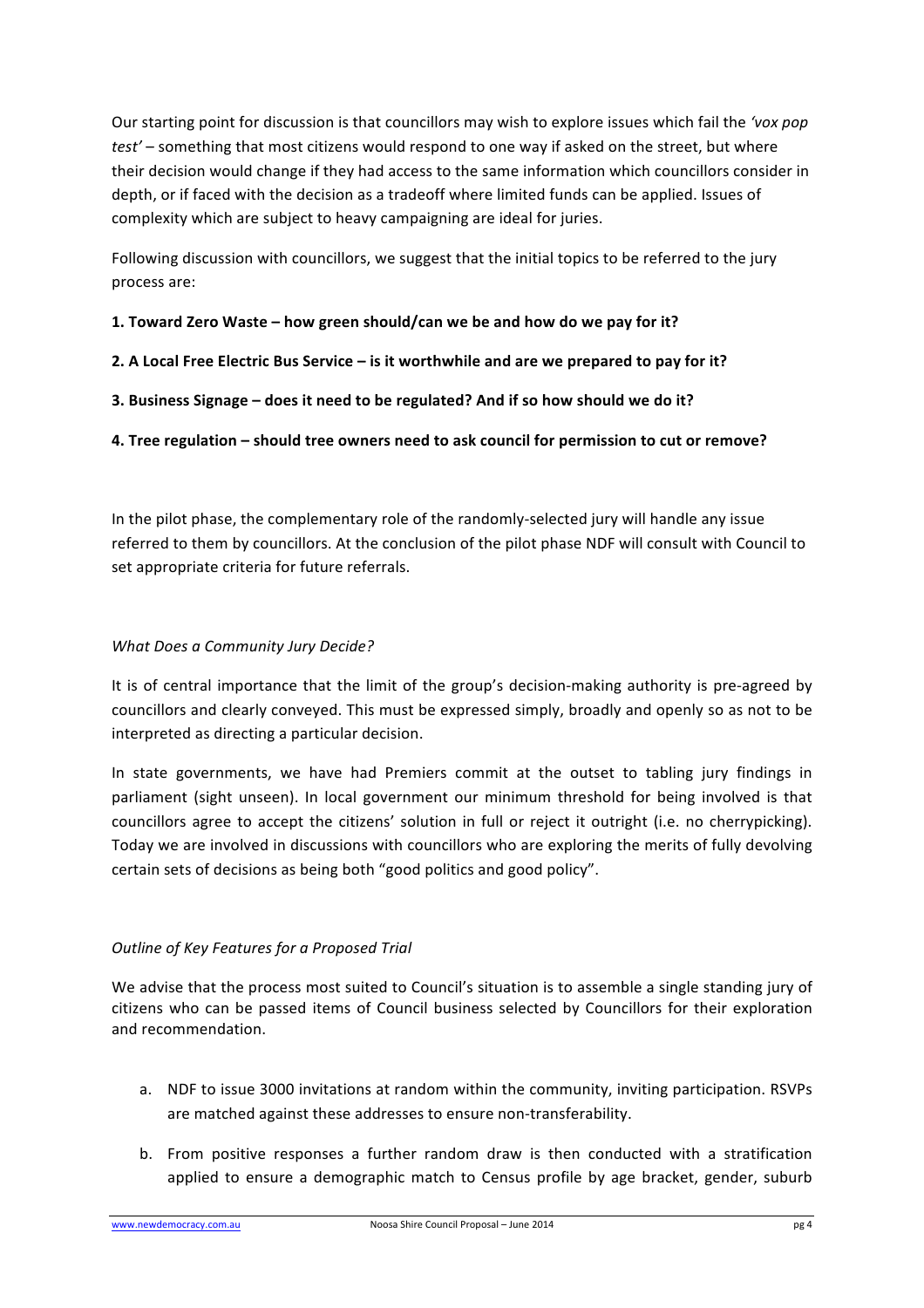Our starting point for discussion is that councillors may wish to explore issues which fail the *'vox pop test'* – something that most citizens would respond to one way if asked on the street, but where their decision would change if they had access to the same information which councillors consider in depth, or if faced with the decision as a tradeoff where limited funds can be applied. Issues of complexity which are subject to heavy campaigning are ideal for juries.

Following discussion with councillors, we suggest that the initial topics to be referred to the jury process are:

**1. Toward Zero Waste – how green should/can we be and how do we pay for it?**

**2. A Local Free Electric Bus Service – is it worthwhile and are we prepared to pay for it?**

**3. Business Signage – does it need to be regulated? And if so how should we do it?**

**4. Tree regulation – should tree owners need to ask council for permission to cut or remove?**

In the pilot phase, the complementary role of the randomly-selected jury will handle any issue referred to them by councillors. At the conclusion of the pilot phase NDF will consult with Council to set appropriate criteria for future referrals.

### *What Does a Community Jury Decide?*

It is of central importance that the limit of the group's decision-making authority is pre-agreed by councillors and clearly conveyed. This must be expressed simply, broadly and openly so as not to be interpreted as directing a particular decision.

In state governments, we have had Premiers commit at the outset to tabling jury findings in parliament (sight unseen). In local government our minimum threshold for being involved is that councillors agree to accept the citizens' solution in full or reject it outright (i.e. no cherrypicking). Today we are involved in discussions with councillors who are exploring the merits of fully devolving certain sets of decisions as being both "good politics and good policy".

### *Outline of Key Features for a Proposed Trial*

We advise that the process most suited to Council's situation is to assemble a single standing jury of citizens who can be passed items of Council business selected by Councillors for their exploration and recommendation.

a. NDF to issue 3000 invitations at random within the community, inviting participation. RSVPs are matched against these addresses to ensure non-transferability.

b. From positive responses a further random draw is then conducted with a stratification applied to ensure a demographic match to Census profile by age bracket, gender, suburb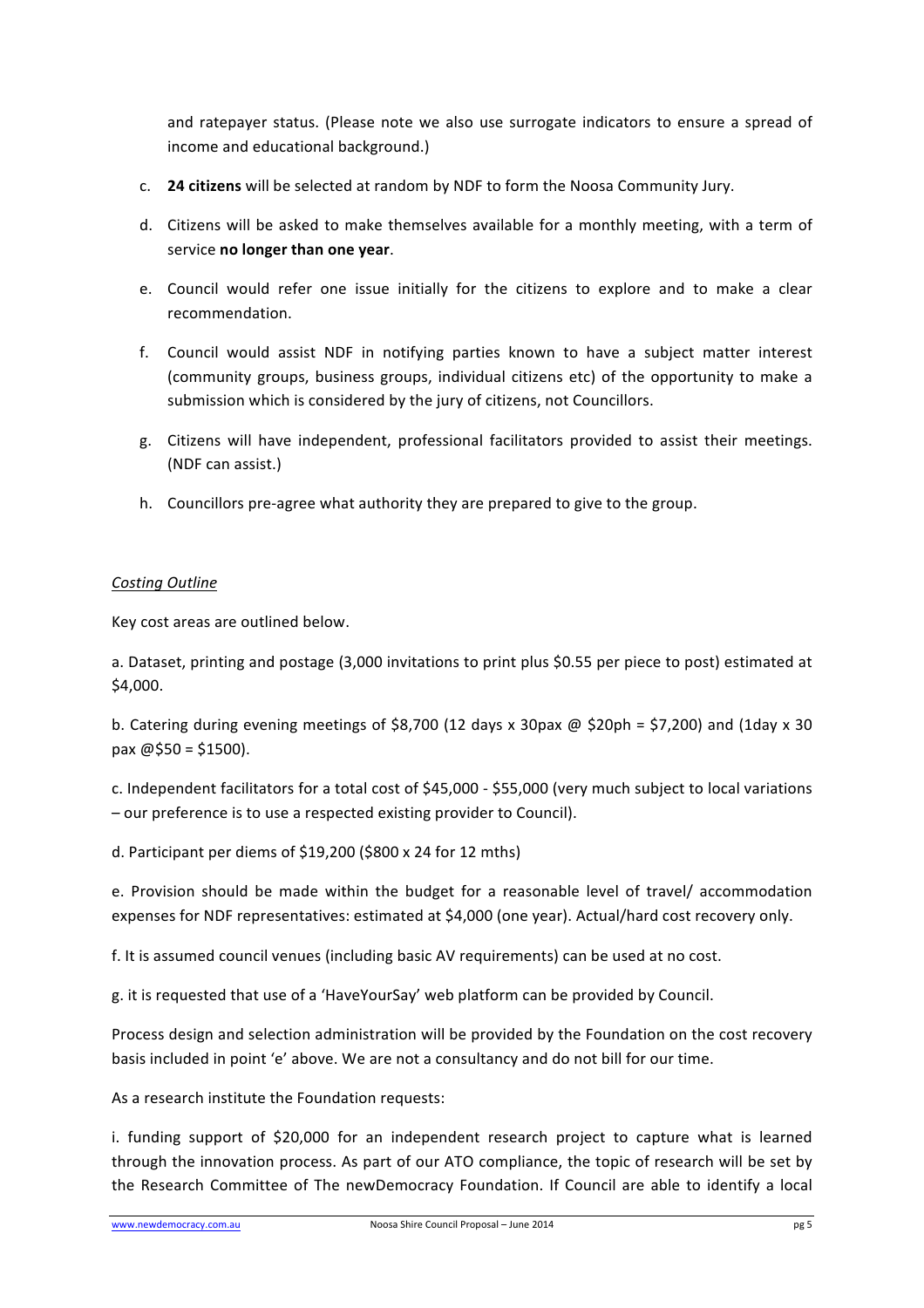and ratepayer status. (Please note we also use surrogate indicators to ensure a spread of income and educational background.)

c. **24 citizens** will be selected at random by NDF to form the Noosa Community Jury.

d. Citizens will be asked to make themselves available for a monthly meeting, with a term of service **no longer than one year**.

e. Council would refer one issue initially for the citizens to explore and to make a clear recommendation.

f. Council would assist NDF in notifying parties known to have a subject matter interest (community groups, business groups, individual citizens etc) of the opportunity to make a submission which is considered by the jury of citizens, not Councillors.

g. Citizens will have independent, professional facilitators provided to assist their meetings. (NDF can assist.)

h. Councillors pre-agree what authority they are prepared to give to the group.

*Costing Outline*

Key cost areas are outlined below.

a. Dataset, printing and postage (3,000 invitations to print plus $0.55 per piece to post) estimated at $4,000.

b. Catering during evening meetings of $8,700 (12 days x 30pax @ $20ph = $7,200) and (1day x 30 pax @$50 = $1500).

c. Independent facilitators for a total cost of $45,000 - $55,000 (very much subject to local variations – our preference is to use a respected existing provider to Council).

d. Participant per diems of $19,200 ($800 x 24 for 12 mths)

e. Provision should be made within the budget for a reasonable level of travel/ accommodation expenses for NDF representatives: estimated at $4,000 (one year). Actual/hard cost recovery only.

f. It is assumed council venues (including basic AV requirements) can be used at no cost.

g. it is requested that use of a 'HaveYourSay' web platform can be provided by Council.

Process design and selection administration will be provided by the Foundation on the cost recovery basis included in point 'e' above. We are not a consultancy and do not bill for our time.

As a research institute the Foundation requests:

i. funding support of $20,000 for an independent research project to capture what is learned through the innovation process. As part of our ATO compliance, the topic of research will be set by the Research Committee of The newDemocracy Foundation. If Council are able to identify a local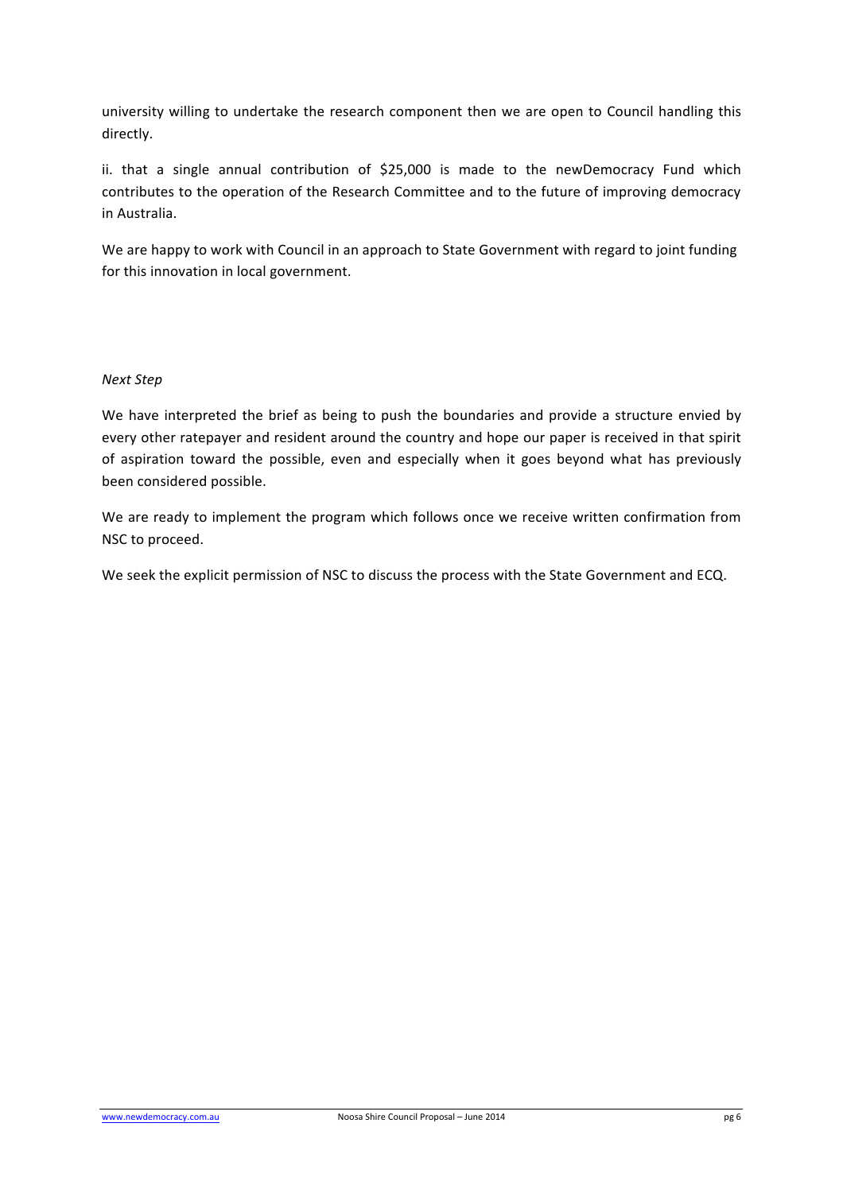university willing to undertake the research component then we are open to Council handling this directly.

ii. that a single annual contribution of $25,000 is made to the newDemocracy Fund which contributes to the operation of the Research Committee and to the future of improving democracy in Australia.

We are happy to work with Council in an approach to State Government with regard to joint funding for this innovation in local government.

*Next Step*

We have interpreted the brief as being to push the boundaries and provide a structure envied by every other ratepayer and resident around the country and hope our paper is received in that spirit of aspiration toward the possible, even and especially when it goes beyond what has previously been considered possible.

We are ready to implement the program which follows once we receive written confirmation from NSC to proceed.

We seek the explicit permission of NSC to discuss the process with the State Government and ECQ.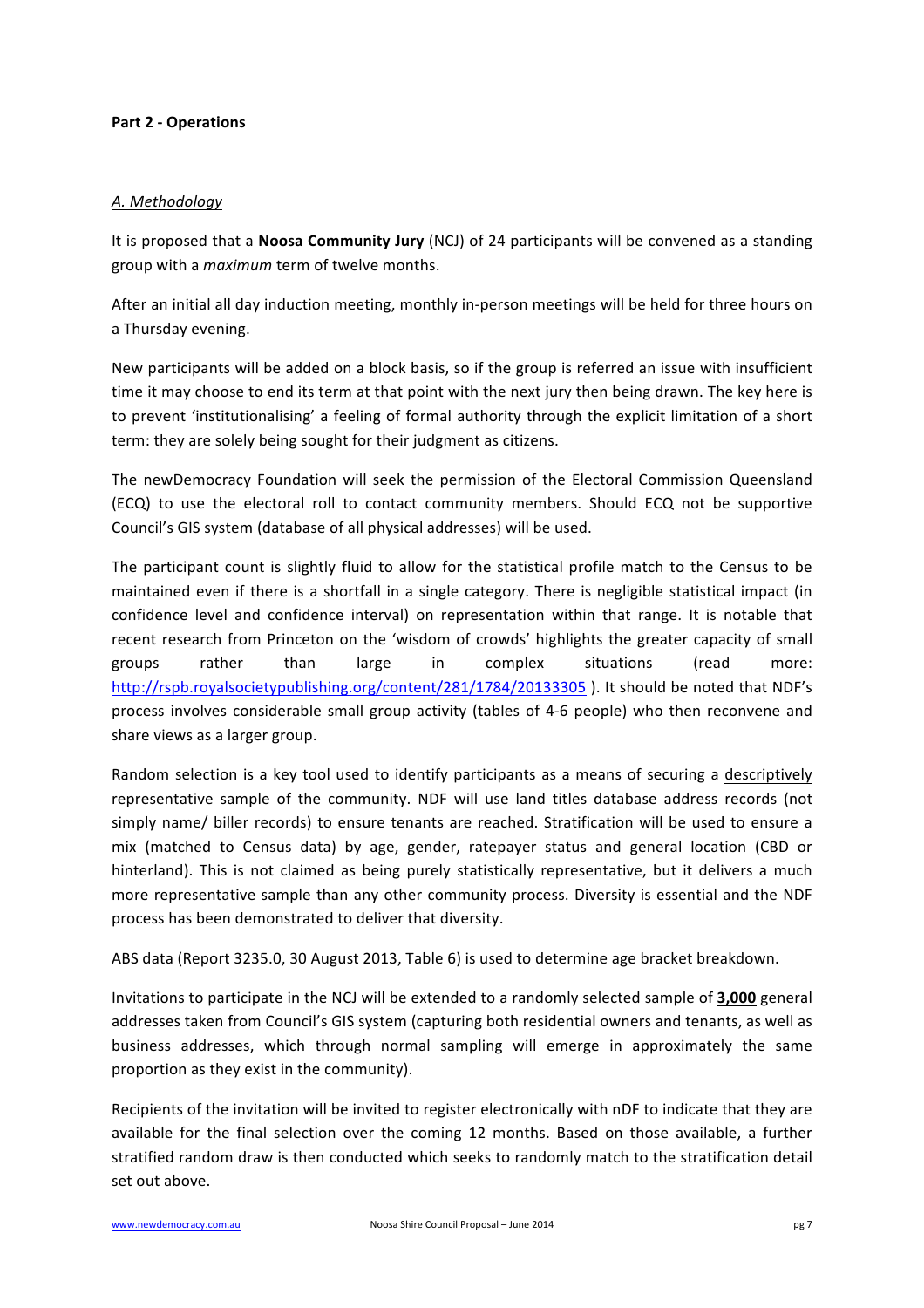**Part 2 - Operations**

*A. Methodology*

It is proposed that a **Noosa Community Jury** (NCJ) of 24 participants will be convened as a standing group with a *maximum* term of twelve months.

After an initial all day induction meeting, monthly in-person meetings will be held for three hours on a Thursday evening.

New participants will be added on a block basis, so if the group is referred an issue with insufficient time it may choose to end its term at that point with the next jury then being drawn. The key here is to prevent 'institutionalising' a feeling of formal authority through the explicit limitation of a short term: they are solely being sought for their judgment as citizens.

The newDemocracy Foundation will seek the permission of the Electoral Commission Queensland (ECQ) to use the electoral roll to contact community members. Should ECQ not be supportive Council's GIS system (database of all physical addresses) will be used.

The participant count is slightly fluid to allow for the statistical profile match to the Census to be maintained even if there is a shortfall in a single category. There is negligible statistical impact (in confidence level and confidence interval) on representation within that range. It is notable that recent research from Princeton on the 'wisdom of crowds' highlights the greater capacity of small groups rather than large in complex situations (read more: http://rspb.royalsocietypublishing.org/content/281/1784/20133305 ). It should be noted that NDF's process involves considerable small group activity (tables of 4-6 people) who then reconvene and share views as a larger group.

Random selection is a key tool used to identify participants as a means of securing a descriptively representative sample of the community. NDF will use land titles database address records (not simply name/ biller records) to ensure tenants are reached. Stratification will be used to ensure a mix (matched to Census data) by age, gender, ratepayer status and general location (CBD or hinterland). This is not claimed as being purely statistically representative, but it delivers a much more representative sample than any other community process. Diversity is essential and the NDF process has been demonstrated to deliver that diversity.

ABS data (Report 3235.0, 30 August 2013, Table 6) is used to determine age bracket breakdown.

Invitations to participate in the NCJ will be extended to a randomly selected sample of **3,000** general addresses taken from Council's GIS system (capturing both residential owners and tenants, as well as business addresses, which through normal sampling will emerge in approximately the same proportion as they exist in the community).

Recipients of the invitation will be invited to register electronically with nDF to indicate that they are available for the final selection over the coming 12 months. Based on those available, a further stratified random draw is then conducted which seeks to randomly match to the stratification detail set out above.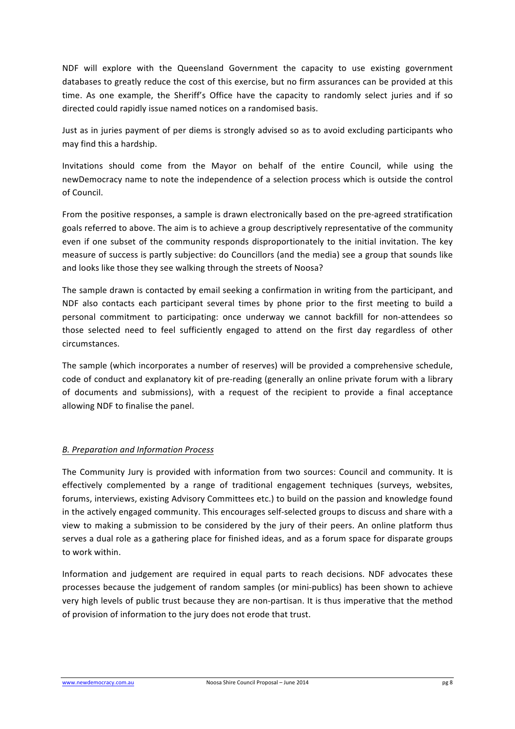NDF will explore with the Queensland Government the capacity to use existing government databases to greatly reduce the cost of this exercise, but no firm assurances can be provided at this time. As one example, the Sheriff's Office have the capacity to randomly select juries and if so directed could rapidly issue named notices on a randomised basis.

Just as in juries payment of per diems is strongly advised so as to avoid excluding participants who may find this a hardship.

Invitations should come from the Mayor on behalf of the entire Council, while using the newDemocracy name to note the independence of a selection process which is outside the control of Council.

From the positive responses, a sample is drawn electronically based on the pre-agreed stratification goals referred to above. The aim is to achieve a group descriptively representative of the community even if one subset of the community responds disproportionately to the initial invitation. The key measure of success is partly subjective: do Councillors (and the media) see a group that sounds like and looks like those they see walking through the streets of Noosa?

The sample drawn is contacted by email seeking a confirmation in writing from the participant, and NDF also contacts each participant several times by phone prior to the first meeting to build a personal commitment to participating: once underway we cannot backfill for non-attendees so those selected need to feel sufficiently engaged to attend on the first day regardless of other circumstances.

The sample (which incorporates a number of reserves) will be provided a comprehensive schedule, code of conduct and explanatory kit of pre-reading (generally an online private forum with a library of documents and submissions), with a request of the recipient to provide a final acceptance allowing NDF to finalise the panel.

### *B. Preparation and Information Process*

The Community Jury is provided with information from two sources: Council and community. It is effectively complemented by a range of traditional engagement techniques (surveys, websites, forums, interviews, existing Advisory Committees etc.) to build on the passion and knowledge found in the actively engaged community. This encourages self-selected groups to discuss and share with a view to making a submission to be considered by the jury of their peers. An online platform thus serves a dual role as a gathering place for finished ideas, and as a forum space for disparate groups to work within.

Information and judgement are required in equal parts to reach decisions. NDF advocates these processes because the judgement of random samples (or mini-publics) has been shown to achieve very high levels of public trust because they are non-partisan. It is thus imperative that the method of provision of information to the jury does not erode that trust.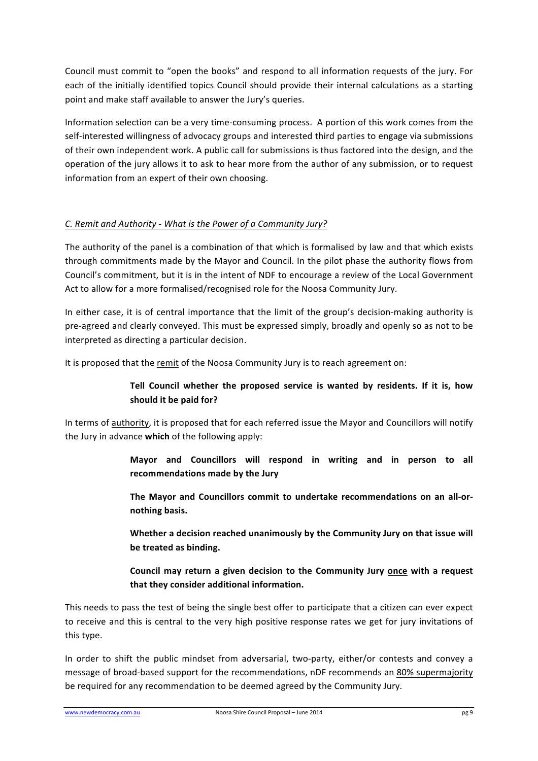Council must commit to "open the books" and respond to all information requests of the jury. For each of the initially identified topics Council should provide their internal calculations as a starting point and make staff available to answer the Jury's queries.

Information selection can be a very time-consuming process. A portion of this work comes from the self-interested willingness of advocacy groups and interested third parties to engage via submissions of their own independent work. A public call for submissions is thus factored into the design, and the operation of the jury allows it to ask to hear more from the author of any submission, or to request information from an expert of their own choosing.

### *C. Remit and Authority - What is the Power of a Community Jury?*

The authority of the panel is a combination of that which is formalised by law and that which exists through commitments made by the Mayor and Council. In the pilot phase the authority flows from Council's commitment, but it is in the intent of NDF to encourage a review of the Local Government Act to allow for a more formalised/recognised role for the Noosa Community Jury.

In either case, it is of central importance that the limit of the group's decision-making authority is pre-agreed and clearly conveyed. This must be expressed simply, broadly and openly so as not to be interpreted as directing a particular decision.

It is proposed that the remit of the Noosa Community Jury is to reach agreement on:

> **Tell Council whether the proposed service is wanted by residents. If it is, how should it be paid for?**

In terms of authority, it is proposed that for each referred issue the Mayor and Councillors will notify the Jury in advance **which** of the following apply:

> **Mayor and Councillors will respond in writing and in person to all recommendations made by the Jury**
>
> **The Mayor and Councillors commit to undertake recommendations on an all-or-nothing basis.**
>
> **Whether a decision reached unanimously by the Community Jury on that issue will be treated as binding.**
>
> **Council may return a given decision to the Community Jury once with a request that they consider additional information.**

This needs to pass the test of being the single best offer to participate that a citizen can ever expect to receive and this is central to the very high positive response rates we get for jury invitations of this type.

In order to shift the public mindset from adversarial, two-party, either/or contests and convey a message of broad-based support for the recommendations, nDF recommends an 80% supermajority be required for any recommendation to be deemed agreed by the Community Jury.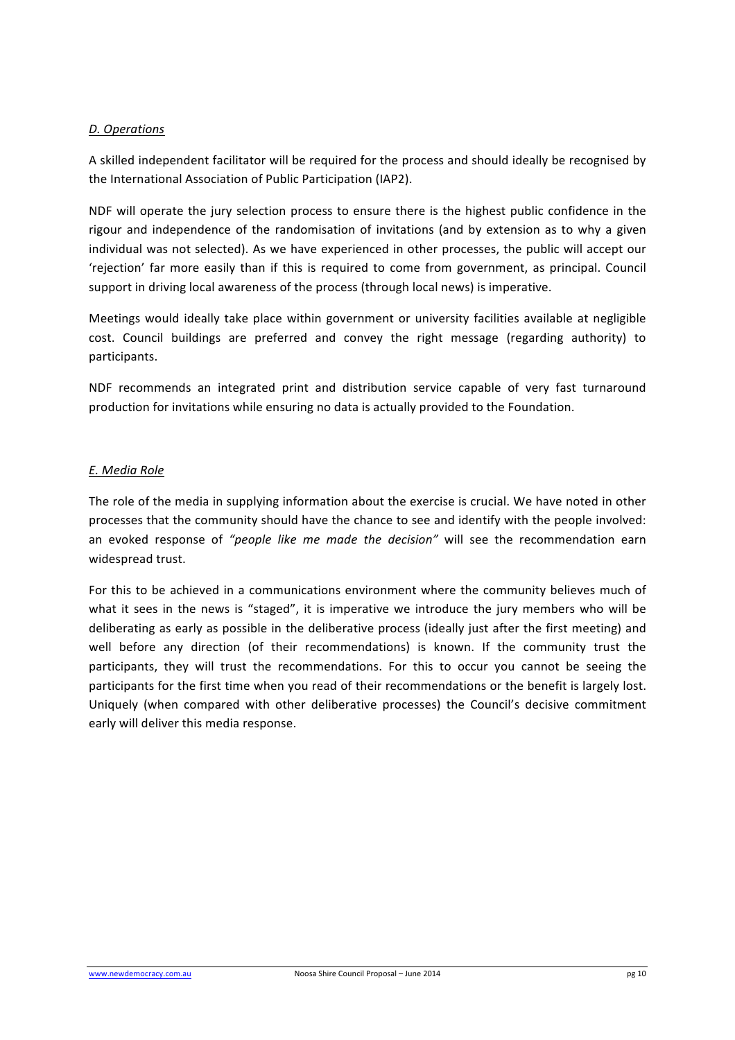*D. Operations*

A skilled independent facilitator will be required for the process and should ideally be recognised by the International Association of Public Participation (IAP2).

NDF will operate the jury selection process to ensure there is the highest public confidence in the rigour and independence of the randomisation of invitations (and by extension as to why a given individual was not selected). As we have experienced in other processes, the public will accept our 'rejection' far more easily than if this is required to come from government, as principal. Council support in driving local awareness of the process (through local news) is imperative.

Meetings would ideally take place within government or university facilities available at negligible cost. Council buildings are preferred and convey the right message (regarding authority) to participants.

NDF recommends an integrated print and distribution service capable of very fast turnaround production for invitations while ensuring no data is actually provided to the Foundation.

*E. Media Role*

The role of the media in supplying information about the exercise is crucial. We have noted in other processes that the community should have the chance to see and identify with the people involved: an evoked response of *"people like me made the decision"* will see the recommendation earn widespread trust.

For this to be achieved in a communications environment where the community believes much of what it sees in the news is "staged", it is imperative we introduce the jury members who will be deliberating as early as possible in the deliberative process (ideally just after the first meeting) and well before any direction (of their recommendations) is known. If the community trust the participants, they will trust the recommendations. For this to occur you cannot be seeing the participants for the first time when you read of their recommendations or the benefit is largely lost. Uniquely (when compared with other deliberative processes) the Council's decisive commitment early will deliver this media response.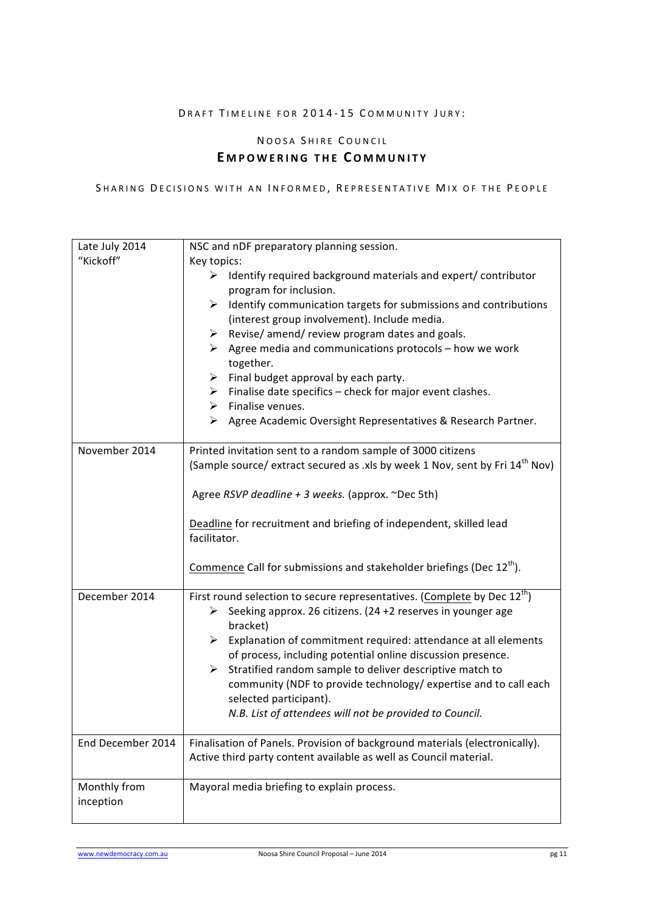DRAFT TIMELINE FOR 2014-15 COMMUNITY JURY:

NOOSA SHIRE COUNCIL

## EMPOWERING THE COMMUNITY

SHARING DECISIONS WITH AN INFORMED, REPRESENTATIVE MIX OF THE PEOPLE

| | |
|---|---|
| Late July 2014 "Kickoff" | NSC and nDF preparatory planning session.<br>Key topics:<br>➢ Identify required background materials and expert/ contributor program for inclusion.<br>➢ Identify communication targets for submissions and contributions (interest group involvement). Include media.<br>➢ Revise/ amend/ review program dates and goals.<br>➢ Agree media and communications protocols – how we work together.<br>➢ Final budget approval by each party.<br>➢ Finalise date specifics – check for major event clashes.<br>➢ Finalise venues.<br>➢ Agree Academic Oversight Representatives & Research Partner. |
| November 2014 | Printed invitation sent to a random sample of 3000 citizens<br>(Sample source/ extract secured as .xls by week 1 Nov, sent by Fri 14th Nov)<br><br>Agree *RSVP deadline + 3 weeks.* (approx. ~Dec 5th)<br><br><u>Deadline</u> for recruitment and briefing of independent, skilled lead facilitator.<br><br><u>Commence</u> Call for submissions and stakeholder briefings (Dec 12th). |
| December 2014 | First round selection to secure representatives. (<u>Complete</u> by Dec 12th)<br>➢ Seeking approx. 26 citizens. (24 +2 reserves in younger age bracket)<br>➢ Explanation of commitment required: attendance at all elements of process, including potential online discussion presence.<br>➢ Stratified random sample to deliver descriptive match to community (NDF to provide technology/ expertise and to call each selected participant).<br>*N.B. List of attendees will not be provided to Council.* |
| End December 2014 | Finalisation of Panels. Provision of background materials (electronically). Active third party content available as well as Council material. |
| Monthly from inception | Mayoral media briefing to explain process. |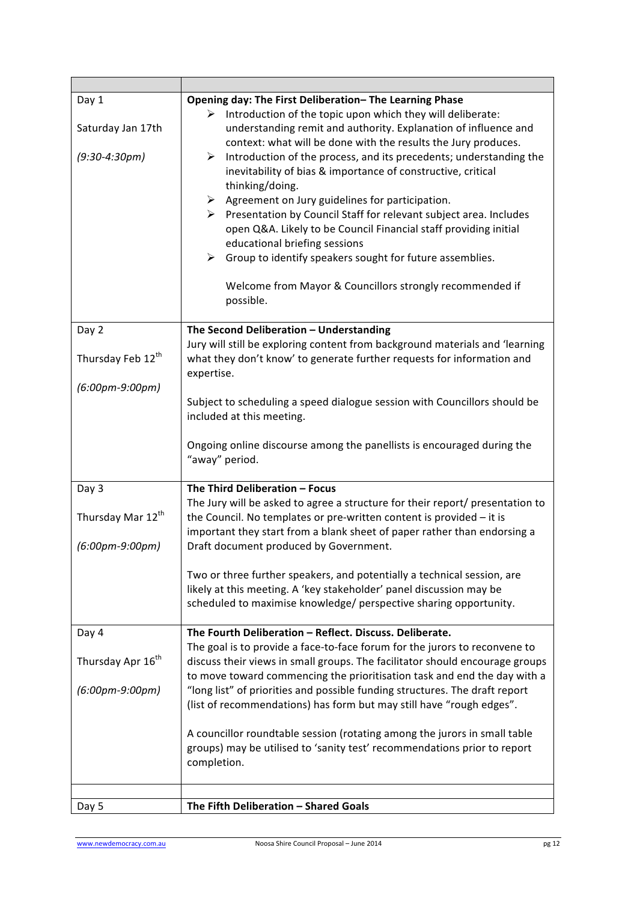| | |
|---|---|
| Day 1<br><br>Saturday Jan 17th<br><br>*(9:30-4:30pm)* | **Opening day: The First Deliberation– The Learning Phase**<br>➢ Introduction of the topic upon which they will deliberate: understanding remit and authority. Explanation of influence and context: what will be done with the results the Jury produces.<br>➢ Introduction of the process, and its precedents; understanding the inevitability of bias & importance of constructive, critical thinking/doing.<br>➢ Agreement on Jury guidelines for participation.<br>➢ Presentation by Council Staff for relevant subject area. Includes open Q&A. Likely to be Council Financial staff providing initial educational briefing sessions<br>➢ Group to identify speakers sought for future assemblies.<br><br>Welcome from Mayor & Councillors strongly recommended if possible. |
| Day 2<br><br>Thursday Feb 12th<br><br>*(6:00pm-9:00pm)* | **The Second Deliberation – Understanding**<br>Jury will still be exploring content from background materials and 'learning what they don't know' to generate further requests for information and expertise.<br><br>Subject to scheduling a speed dialogue session with Councillors should be included at this meeting.<br><br>Ongoing online discourse among the panellists is encouraged during the "away" period. |
| Day 3<br><br>Thursday Mar 12th<br><br>*(6:00pm-9:00pm)* | **The Third Deliberation – Focus**<br>The Jury will be asked to agree a structure for their report/ presentation to the Council. No templates or pre-written content is provided – it is important they start from a blank sheet of paper rather than endorsing a Draft document produced by Government.<br><br>Two or three further speakers, and potentially a technical session, are likely at this meeting. A 'key stakeholder' panel discussion may be scheduled to maximise knowledge/ perspective sharing opportunity. |
| Day 4<br><br>Thursday Apr 16th<br><br>*(6:00pm-9:00pm)* | **The Fourth Deliberation – Reflect. Discuss. Deliberate.**<br>The goal is to provide a face-to-face forum for the jurors to reconvene to discuss their views in small groups. The facilitator should encourage groups to move toward commencing the prioritisation task and end the day with a "long list" of priorities and possible funding structures. The draft report (list of recommendations) has form but may still have "rough edges".<br><br>A councillor roundtable session (rotating among the jurors in small table groups) may be utilised to 'sanity test' recommendations prior to report completion. |
| | |
| Day 5 | **The Fifth Deliberation – Shared Goals** |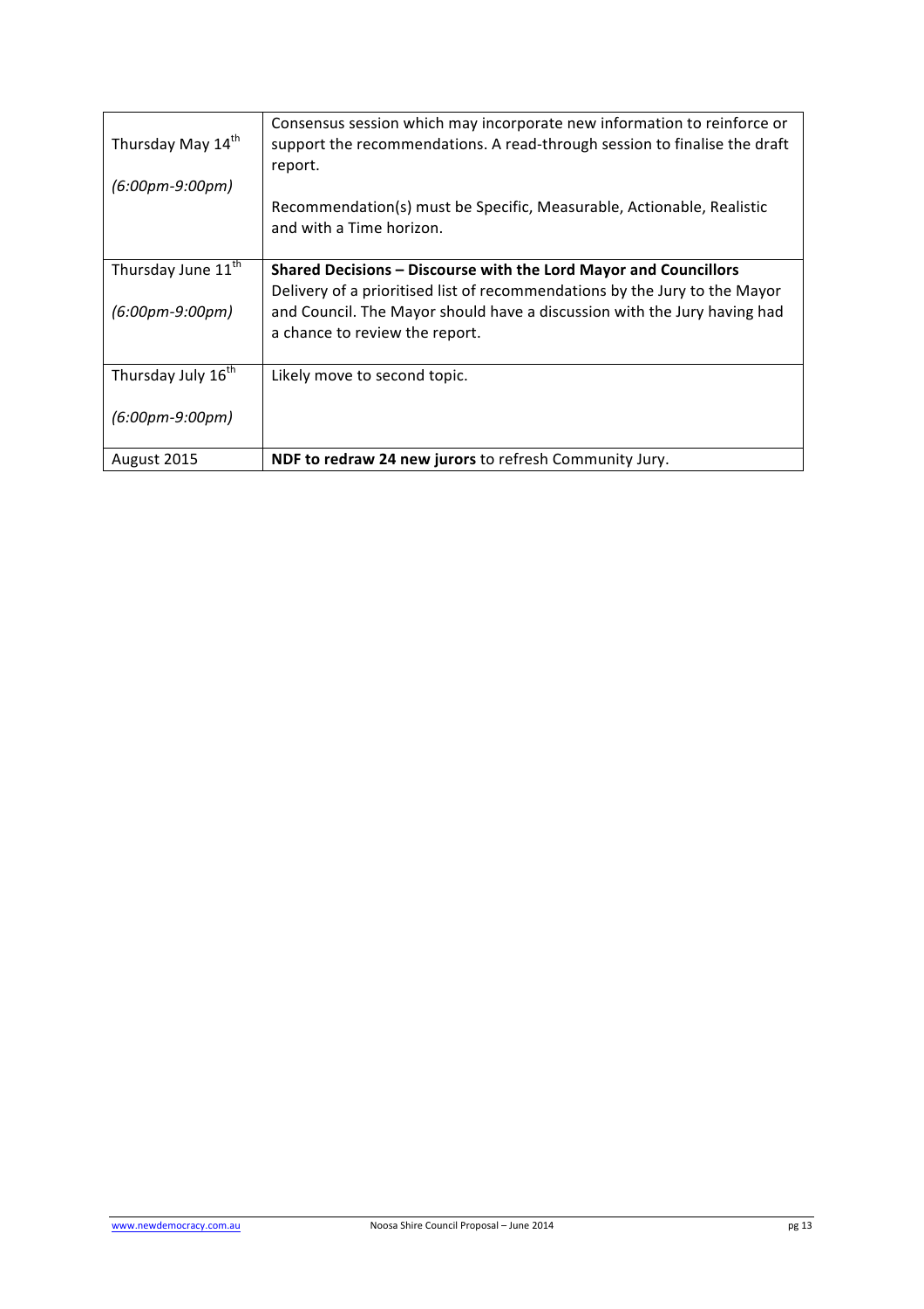| | |
|---|---|
| Thursday May 14th<br><br>*(6:00pm-9:00pm)* | Consensus session which may incorporate new information to reinforce or support the recommendations. A read-through session to finalise the draft report.<br><br>Recommendation(s) must be Specific, Measurable, Actionable, Realistic and with a Time horizon. |
| Thursday June 11th<br><br>*(6:00pm-9:00pm)* | **Shared Decisions – Discourse with the Lord Mayor and Councillors**<br>Delivery of a prioritised list of recommendations by the Jury to the Mayor and Council. The Mayor should have a discussion with the Jury having had a chance to review the report. |
| Thursday July 16th<br><br>*(6:00pm-9:00pm)* | Likely move to second topic. |
| August 2015 | **NDF to redraw 24 new jurors** to refresh Community Jury. |